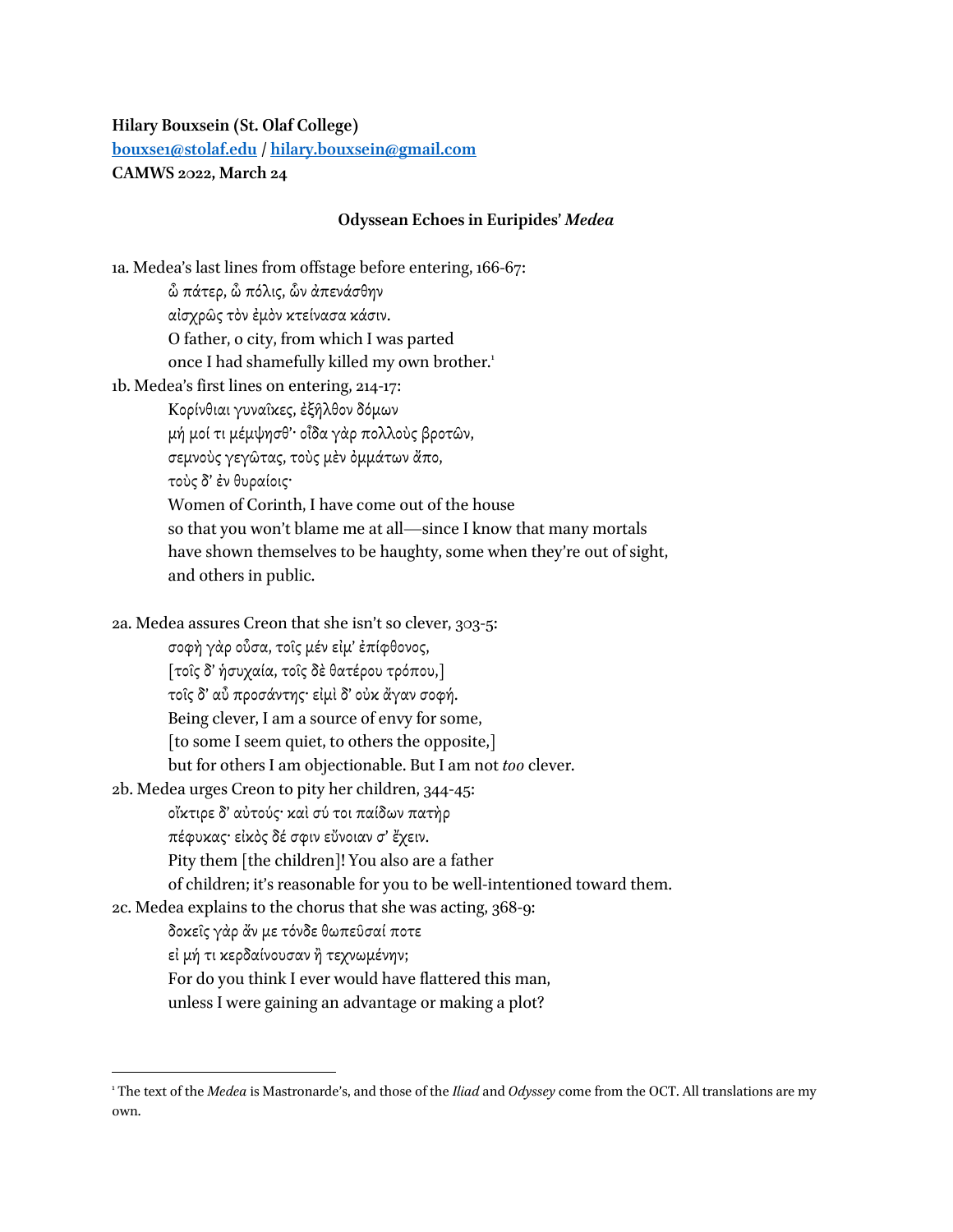**Hilary Bouxsein (St. Olaf College)**
**bouxse1@stolaf.edu / hilary.bouxsein@gmail.com**
**CAMWS 2022, March 24**

### Odyssean Echoes in Euripides' *Medea*

1a. Medea's last lines from offstage before entering, 166-67:

> ὦ πάτερ, ὦ πόλις, ὧν ἀπενάσθην
> αἰσχρῶς τὸν ἐμὸν κτείνασα κάσιν.
> O father, o city, from which I was parted
> once I had shamefully killed my own brother.[1]

1b. Medea's first lines on entering, 214-17:

> Κορίνθιαι γυναῖκες, ἐξῆλθον δόμων
> μή μοί τι μέμψησθ'· οἶδα γὰρ πολλοὺς βροτῶν,
> σεμνοὺς γεγῶτας, τοὺς μὲν ὀμμάτων ἄπο,
> τοὺς δ' ἐν θυραίοις·
> Women of Corinth, I have come out of the house
> so that you won't blame me at all—since I know that many mortals
> have shown themselves to be haughty, some when they're out of sight,
> and others in public.

2a. Medea assures Creon that she isn't so clever, 303-5:

> σοφὴ γὰρ οὖσα, τοῖς μέν εἰμ' ἐπίφθονος,
> [τοῖς δ' ἡσυχαία, τοῖς δὲ θατέρου τρόπου,]
> τοῖς δ' αὖ προσάντης· εἰμὶ δ' οὐκ ἄγαν σοφή.
> Being clever, I am a source of envy for some,
> [to some I seem quiet, to others the opposite,]
> but for others I am objectionable. But I am not *too* clever.

2b. Medea urges Creon to pity her children, 344-45:

> οἴκτιρε δ' αὐτούς· καὶ σύ τοι παίδων πατὴρ
> πέφυκας· εἰκὸς δέ σφιν εὔνοιαν σ' ἔχειν.
> Pity them [the children]! You also are a father
> of children; it's reasonable for you to be well-intentioned toward them.

2c. Medea explains to the chorus that she was acting, 368-9:

> δοκεῖς γὰρ ἄν με τόνδε θωπεῦσαί ποτε
> εἰ μή τι κερδαίνουσαν ἢ τεχνωμένην;
> For do you think I ever would have flattered this man,
> unless I were gaining an advantage or making a plot?

---

[1] The text of the *Medea* is Mastronarde's, and those of the *Iliad* and *Odyssey* come from the OCT. All translations are my own.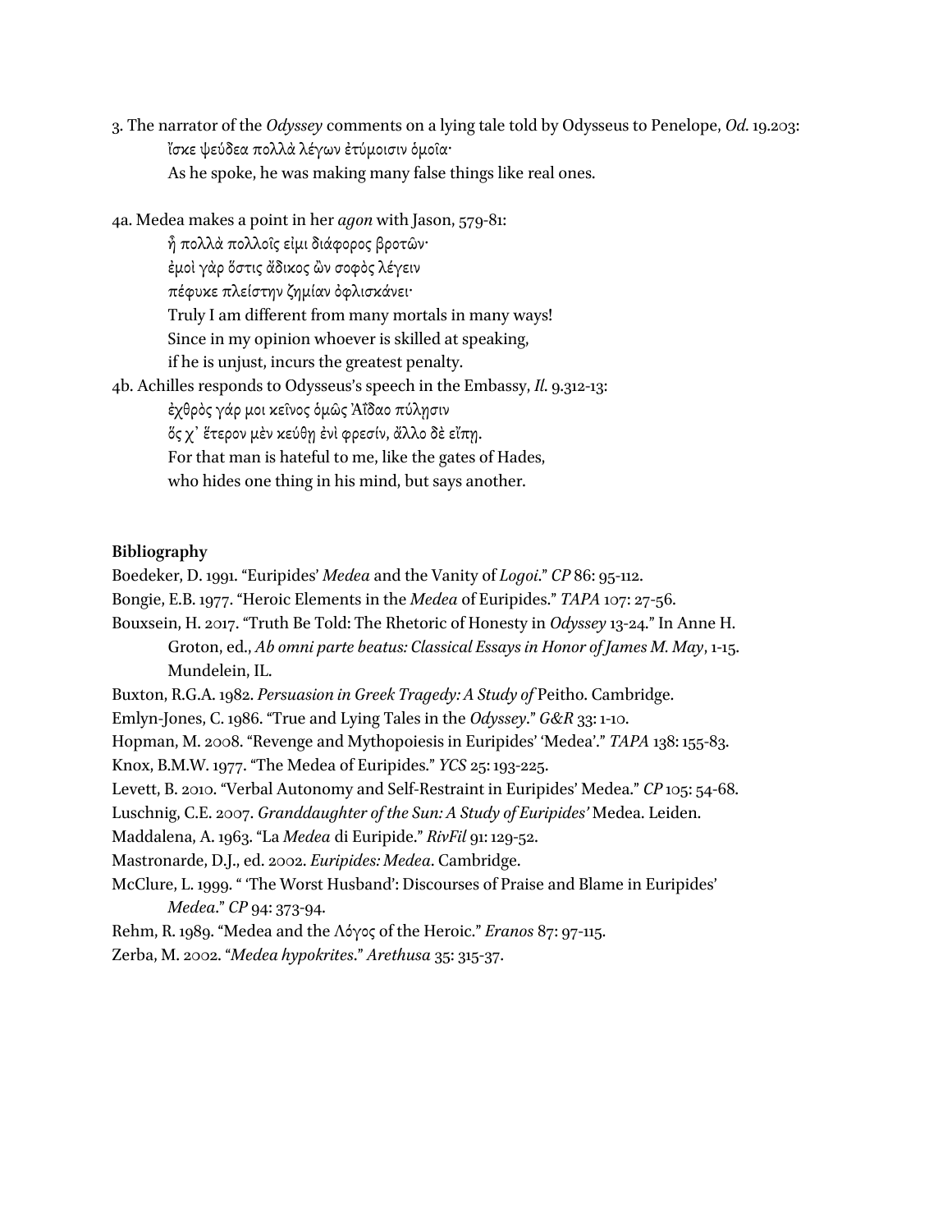3. The narrator of the *Odyssey* comments on a lying tale told by Odysseus to Penelope, *Od.* 19.203:

> ἴσκε ψεύδεα πολλὰ λέγων ἐτύμοισιν ὁμοῖα·
> As he spoke, he was making many false things like real ones.

4a. Medea makes a point in her *agon* with Jason, 579-81:

> ἦ πολλὰ πολλοῖς εἰμι διάφορος βροτῶν·
> ἐμοὶ γὰρ ὅστις ἄδικος ὢν σοφὸς λέγειν
> πέφυκε πλείστην ζημίαν ὀφλισκάνει·
> Truly I am different from many mortals in many ways!
> Since in my opinion whoever is skilled at speaking,
> if he is unjust, incurs the greatest penalty.

4b. Achilles responds to Odysseus's speech in the Embassy, *Il.* 9.312-13:

> ἐχθρὸς γάρ μοι κεῖνος ὁμῶς Ἀΐδαο πύλῃσιν
> ὅς χ᾽ ἕτερον μὲν κεύθῃ ἐνὶ φρεσίν, ἄλλο δὲ εἴπῃ.
> For that man is hateful to me, like the gates of Hades,
> who hides one thing in his mind, but says another.

**Bibliography**

Boedeker, D. 1991. "Euripides' *Medea* and the Vanity of *Logoi*." *CP* 86: 95-112.

Bongie, E.B. 1977. "Heroic Elements in the *Medea* of Euripides." *TAPA* 107: 27-56.

Bouxsein, H. 2017. "Truth Be Told: The Rhetoric of Honesty in *Odyssey* 13-24." In Anne H. Groton, ed., *Ab omni parte beatus: Classical Essays in Honor of James M. May*, 1-15. Mundelein, IL.

Buxton, R.G.A. 1982. *Persuasion in Greek Tragedy: A Study of* Peitho. Cambridge.

Emlyn-Jones, C. 1986. "True and Lying Tales in the *Odyssey*." *G&R* 33: 1-10.

Hopman, M. 2008. "Revenge and Mythopoiesis in Euripides' 'Medea'." *TAPA* 138: 155-83.

Knox, B.M.W. 1977. "The Medea of Euripides." *YCS* 25: 193-225.

Levett, B. 2010. "Verbal Autonomy and Self-Restraint in Euripides' Medea." *CP* 105: 54-68.

Luschnig, C.E. 2007. *Granddaughter of the Sun: A Study of Euripides'* Medea. Leiden.

Maddalena, A. 1963. "La *Medea* di Euripide." *RivFil* 91: 129-52.

Mastronarde, D.J., ed. 2002. *Euripides: Medea*. Cambridge.

McClure, L. 1999. " 'The Worst Husband': Discourses of Praise and Blame in Euripides' *Medea*." *CP* 94: 373-94.

Rehm, R. 1989. "Medea and the Λόγος of the Heroic." *Eranos* 87: 97-115.

Zerba, M. 2002. "*Medea hypokrites*." *Arethusa* 35: 315-37.